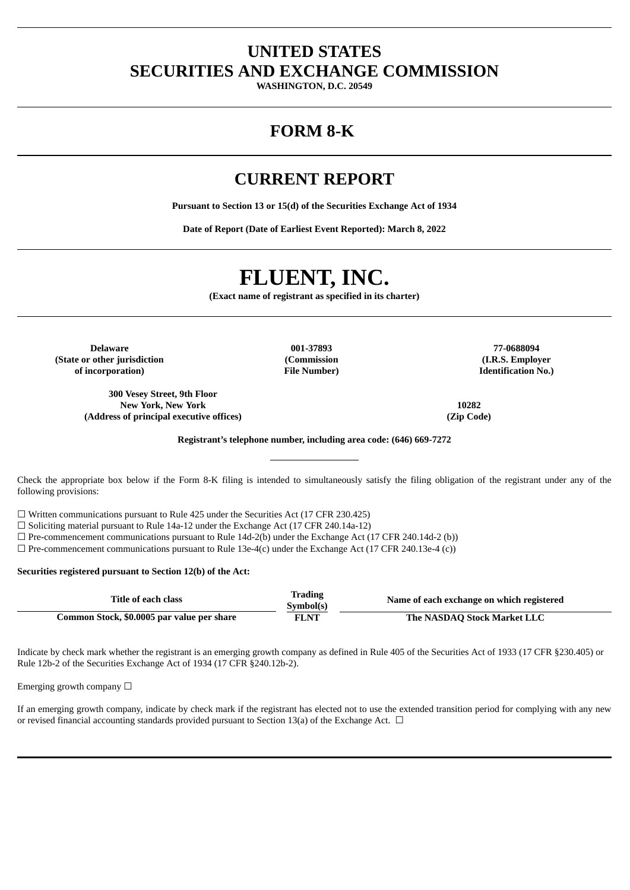# UNITED STATES
# SECURITIES AND EXCHANGE COMMISSION

**WASHINGTON, D.C. 20549**

# FORM 8-K

# CURRENT REPORT

**Pursuant to Section 13 or 15(d) of the Securities Exchange Act of 1934**

**Date of Report (Date of Earliest Event Reported): March 8, 2022**

# FLUENT, INC.

**(Exact name of registrant as specified in its charter)**

| **Delaware** | **001-37893** | **77-0688094** |
|---|---|---|
| **(State or other jurisdiction of incorporation)** | **(Commission File Number)** | **(I.R.S. Employer Identification No.)** |

| **300 Vesey Street, 9th Floor New York, New York** | **10282** |
|---|---|
| **(Address of principal executive offices)** | **(Zip Code)** |

**Registrant's telephone number, including area code: (646) 669-7272**

Check the appropriate box below if the Form 8-K filing is intended to simultaneously satisfy the filing obligation of the registrant under any of the following provisions:

☐ Written communications pursuant to Rule 425 under the Securities Act (17 CFR 230.425)
☐ Soliciting material pursuant to Rule 14a-12 under the Exchange Act (17 CFR 240.14a-12)
☐ Pre-commencement communications pursuant to Rule 14d-2(b) under the Exchange Act (17 CFR 240.14d-2 (b))
☐ Pre-commencement communications pursuant to Rule 13e-4(c) under the Exchange Act (17 CFR 240.13e-4 (c))

**Securities registered pursuant to Section 12(b) of the Act:**

| Title of each class | Trading Symbol(s) | Name of each exchange on which registered |
|---|---|---|
| **Common Stock, $0.0005 par value per share** | **FLNT** | **The NASDAQ Stock Market LLC** |

Indicate by check mark whether the registrant is an emerging growth company as defined in Rule 405 of the Securities Act of 1933 (17 CFR §230.405) or Rule 12b-2 of the Securities Exchange Act of 1934 (17 CFR §240.12b-2).

Emerging growth company ☐

If an emerging growth company, indicate by check mark if the registrant has elected not to use the extended transition period for complying with any new or revised financial accounting standards provided pursuant to Section 13(a) of the Exchange Act. ☐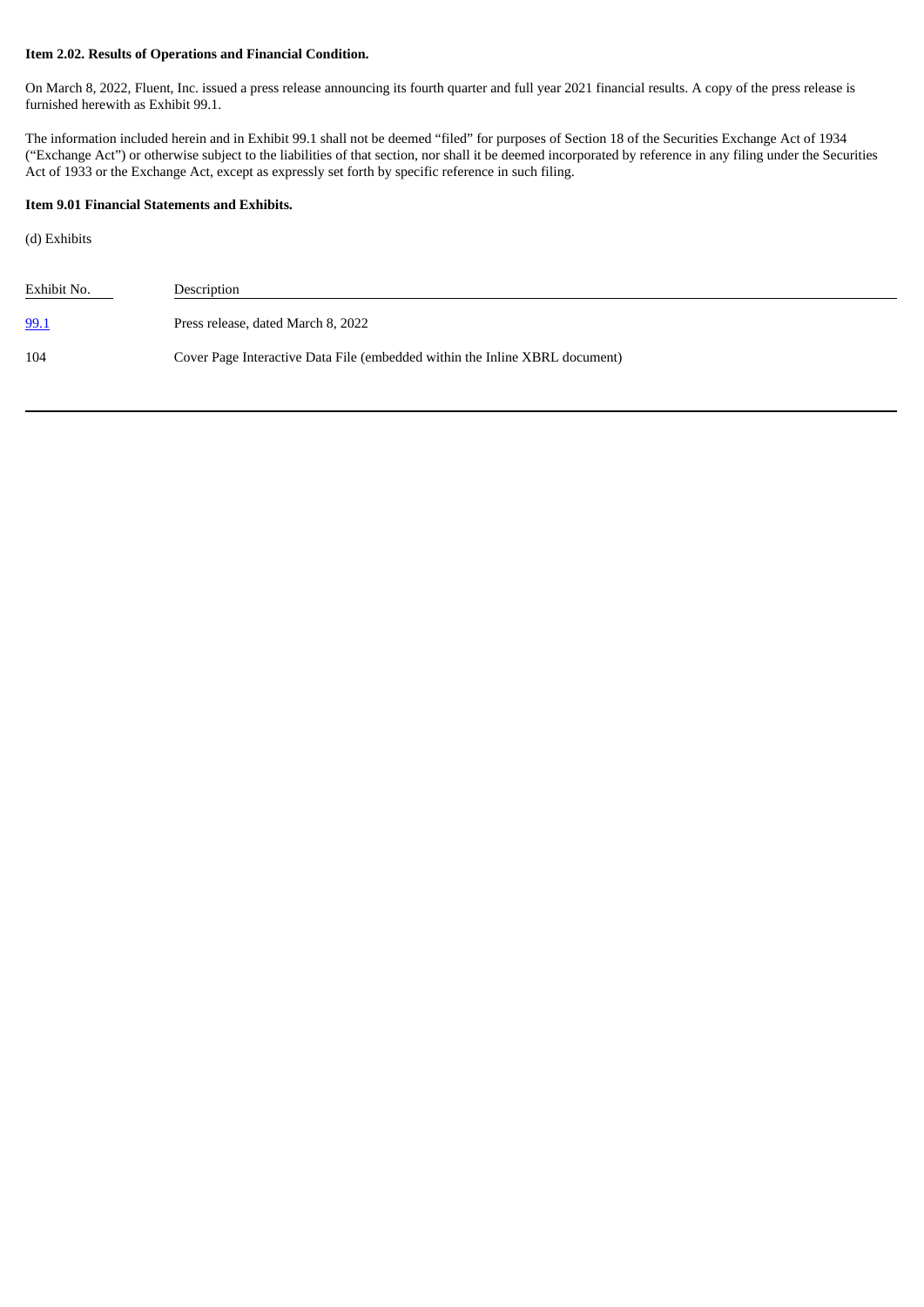**Item 2.02. Results of Operations and Financial Condition.**

On March 8, 2022, Fluent, Inc. issued a press release announcing its fourth quarter and full year 2021 financial results. A copy of the press release is furnished herewith as Exhibit 99.1.

The information included herein and in Exhibit 99.1 shall not be deemed "filed" for purposes of Section 18 of the Securities Exchange Act of 1934 ("Exchange Act") or otherwise subject to the liabilities of that section, nor shall it be deemed incorporated by reference in any filing under the Securities Act of 1933 or the Exchange Act, except as expressly set forth by specific reference in such filing.

**Item 9.01 Financial Statements and Exhibits.**

(d) Exhibits

| Exhibit No. | Description |
|---|---|
| 99.1 | Press release, dated March 8, 2022 |
| 104 | Cover Page Interactive Data File (embedded within the Inline XBRL document) |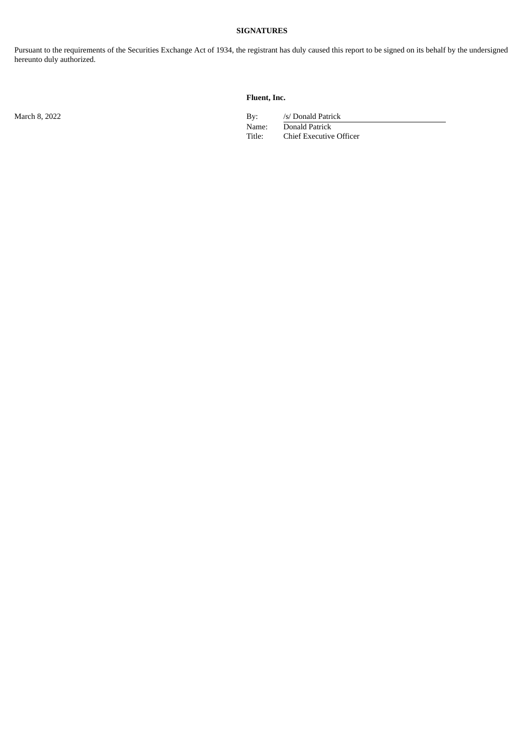**SIGNATURES**

Pursuant to the requirements of the Securities Exchange Act of 1934, the registrant has duly caused this report to be signed on its behalf by the undersigned hereunto duly authorized.

**Fluent, Inc.**

| | | |
|---|---|---|
| March 8, 2022 | By: | /s/ Donald Patrick |
| | Name: | Donald Patrick |
| | Title: | Chief Executive Officer |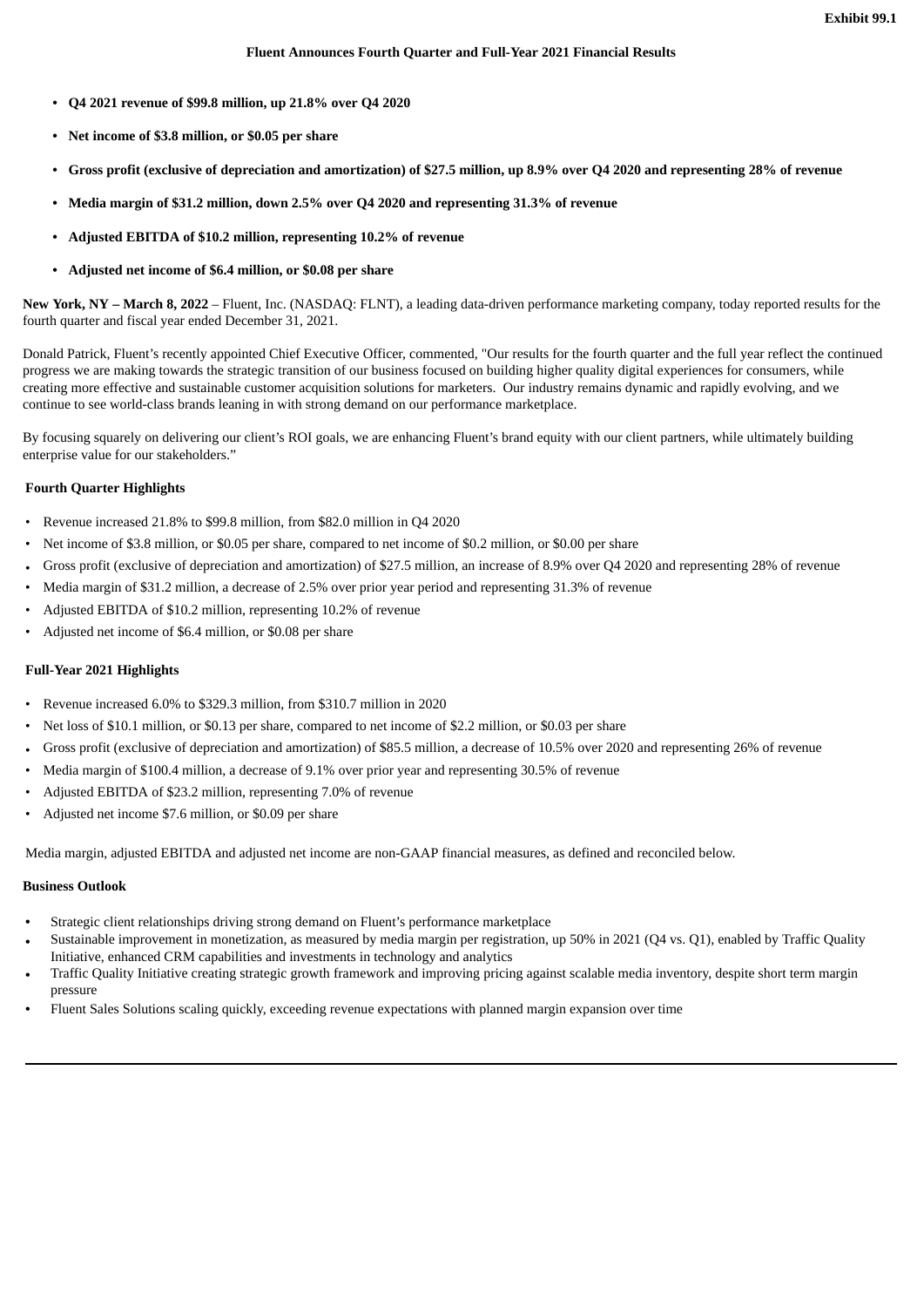**Exhibit 99.1**

## Fluent Announces Fourth Quarter and Full-Year 2021 Financial Results

- **Q4 2021 revenue of $99.8 million, up 21.8% over Q4 2020**
- **Net income of $3.8 million, or $0.05 per share**
- **Gross profit (exclusive of depreciation and amortization) of $27.5 million, up 8.9% over Q4 2020 and representing 28% of revenue**
- **Media margin of $31.2 million, down 2.5% over Q4 2020 and representing 31.3% of revenue**
- **Adjusted EBITDA of $10.2 million, representing 10.2% of revenue**
- **Adjusted net income of $6.4 million, or $0.08 per share**

**New York, NY – March 8, 2022** – Fluent, Inc. (NASDAQ: FLNT), a leading data-driven performance marketing company, today reported results for the fourth quarter and fiscal year ended December 31, 2021.

Donald Patrick, Fluent's recently appointed Chief Executive Officer, commented, "Our results for the fourth quarter and the full year reflect the continued progress we are making towards the strategic transition of our business focused on building higher quality digital experiences for consumers, while creating more effective and sustainable customer acquisition solutions for marketers. Our industry remains dynamic and rapidly evolving, and we continue to see world-class brands leaning in with strong demand on our performance marketplace.

By focusing squarely on delivering our client's ROI goals, we are enhancing Fluent's brand equity with our client partners, while ultimately building enterprise value for our stakeholders."

### Fourth Quarter Highlights

- Revenue increased 21.8% to $99.8 million, from $82.0 million in Q4 2020
- Net income of $3.8 million, or $0.05 per share, compared to net income of $0.2 million, or $0.00 per share
- Gross profit (exclusive of depreciation and amortization) of $27.5 million, an increase of 8.9% over Q4 2020 and representing 28% of revenue
- Media margin of $31.2 million, a decrease of 2.5% over prior year period and representing 31.3% of revenue
- Adjusted EBITDA of $10.2 million, representing 10.2% of revenue
- Adjusted net income of $6.4 million, or $0.08 per share

### Full-Year 2021 Highlights

- Revenue increased 6.0% to $329.3 million, from $310.7 million in 2020
- Net loss of $10.1 million, or $0.13 per share, compared to net income of $2.2 million, or $0.03 per share
- Gross profit (exclusive of depreciation and amortization) of $85.5 million, a decrease of 10.5% over 2020 and representing 26% of revenue
- Media margin of $100.4 million, a decrease of 9.1% over prior year and representing 30.5% of revenue
- Adjusted EBITDA of $23.2 million, representing 7.0% of revenue
- Adjusted net income $7.6 million, or $0.09 per share

Media margin, adjusted EBITDA and adjusted net income are non-GAAP financial measures, as defined and reconciled below.

### Business Outlook

- Strategic client relationships driving strong demand on Fluent's performance marketplace
- Sustainable improvement in monetization, as measured by media margin per registration, up 50% in 2021 (Q4 vs. Q1), enabled by Traffic Quality Initiative, enhanced CRM capabilities and investments in technology and analytics
- Traffic Quality Initiative creating strategic growth framework and improving pricing against scalable media inventory, despite short term margin pressure
- Fluent Sales Solutions scaling quickly, exceeding revenue expectations with planned margin expansion over time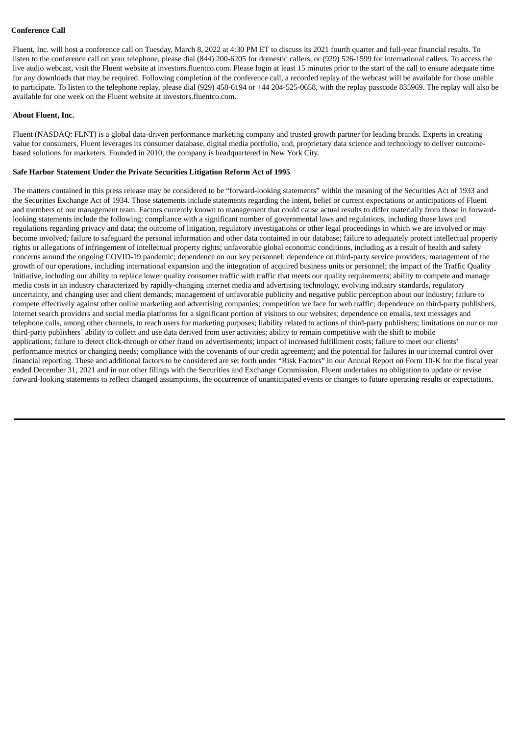**Conference Call**

Fluent, Inc. will host a conference call on Tuesday, March 8, 2022 at 4:30 PM ET to discuss its 2021 fourth quarter and full-year financial results. To listen to the conference call on your telephone, please dial (844) 200-6205 for domestic callers, or (929) 526-1599 for international callers. To access the live audio webcast, visit the Fluent website at investors.fluentco.com. Please login at least 15 minutes prior to the start of the call to ensure adequate time for any downloads that may be required. Following completion of the conference call, a recorded replay of the webcast will be available for those unable to participate. To listen to the telephone replay, please dial (929) 458-6194 or +44 204-525-0658, with the replay passcode 835969. The replay will also be available for one week on the Fluent website at investors.fluentco.com.

**About Fluent, Inc.**

Fluent (NASDAQ: FLNT) is a global data-driven performance marketing company and trusted growth partner for leading brands. Experts in creating value for consumers, Fluent leverages its consumer database, digital media portfolio, and, proprietary data science and technology to deliver outcome-based solutions for marketers. Founded in 2010, the company is headquartered in New York City.

**Safe Harbor Statement Under the Private Securities Litigation Reform Act of 1995**

The matters contained in this press release may be considered to be "forward-looking statements" within the meaning of the Securities Act of 1933 and the Securities Exchange Act of 1934. Those statements include statements regarding the intent, belief or current expectations or anticipations of Fluent and members of our management team. Factors currently known to management that could cause actual results to differ materially from those in forward-looking statements include the following: compliance with a significant number of governmental laws and regulations, including those laws and regulations regarding privacy and data; the outcome of litigation, regulatory investigations or other legal proceedings in which we are involved or may become involved; failure to safeguard the personal information and other data contained in our database; failure to adequately protect intellectual property rights or allegations of infringement of intellectual property rights; unfavorable global economic conditions, including as a result of health and safety concerns around the ongoing COVID-19 pandemic; dependence on our key personnel; dependence on third-party service providers; management of the growth of our operations, including international expansion and the integration of acquired business units or personnel; the impact of the Traffic Quality Initiative, including our ability to replace lower quality consumer traffic with traffic that meets our quality requirements; ability to compete and manage media costs in an industry characterized by rapidly-changing internet media and advertising technology, evolving industry standards, regulatory uncertainty, and changing user and client demands; management of unfavorable publicity and negative public perception about our industry; failure to compete effectively against other online marketing and advertising companies; competition we face for web traffic; dependence on third-party publishers, internet search providers and social media platforms for a significant portion of visitors to our websites; dependence on emails, text messages and telephone calls, among other channels, to reach users for marketing purposes; liability related to actions of third-party publishers; limitations on our or our third-party publishers' ability to collect and use data derived from user activities; ability to remain competitive with the shift to mobile applications; failure to detect click-through or other fraud on advertisements; impact of increased fulfillment costs; failure to meet our clients' performance metrics or changing needs; compliance with the covenants of our credit agreement; and the potential for failures in our internal control over financial reporting. These and additional factors to be considered are set forth under "Risk Factors" in our Annual Report on Form 10-K for the fiscal year ended December 31, 2021 and in our other filings with the Securities and Exchange Commission. Fluent undertakes no obligation to update or revise forward-looking statements to reflect changed assumptions, the occurrence of unanticipated events or changes to future operating results or expectations.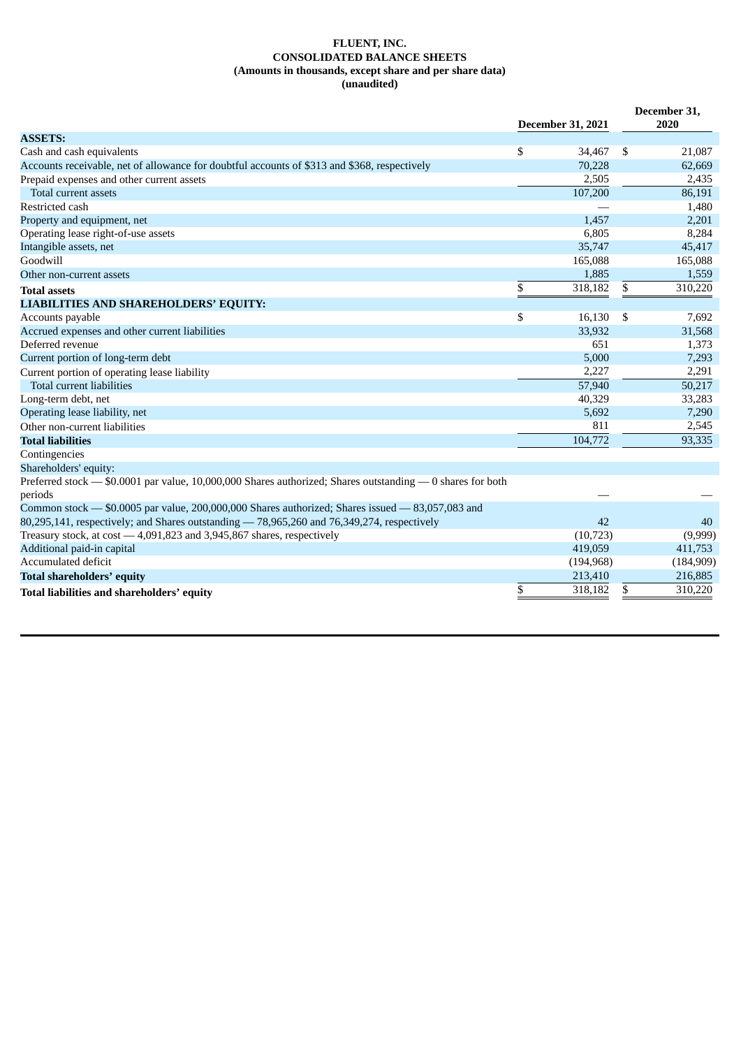**FLUENT, INC.**
**CONSOLIDATED BALANCE SHEETS**
**(Amounts in thousands, except share and per share data)**
**(unaudited)**

| | December 31, 2021 | December 31, 2020 |
|---|---|---|
| **ASSETS:** | | |
| Cash and cash equivalents | $ 34,467 | $ 21,087 |
| Accounts receivable, net of allowance for doubtful accounts of $313 and $368, respectively | 70,228 | 62,669 |
| Prepaid expenses and other current assets | 2,505 | 2,435 |
| Total current assets | 107,200 | 86,191 |
| Restricted cash | — | 1,480 |
| Property and equipment, net | 1,457 | 2,201 |
| Operating lease right-of-use assets | 6,805 | 8,284 |
| Intangible assets, net | 35,747 | 45,417 |
| Goodwill | 165,088 | 165,088 |
| Other non-current assets | 1,885 | 1,559 |
| **Total assets** | $ 318,182 | $ 310,220 |
| **LIABILITIES AND SHAREHOLDERS' EQUITY:** | | |
| Accounts payable | $ 16,130 | $ 7,692 |
| Accrued expenses and other current liabilities | 33,932 | 31,568 |
| Deferred revenue | 651 | 1,373 |
| Current portion of long-term debt | 5,000 | 7,293 |
| Current portion of operating lease liability | 2,227 | 2,291 |
| Total current liabilities | 57,940 | 50,217 |
| Long-term debt, net | 40,329 | 33,283 |
| Operating lease liability, net | 5,692 | 7,290 |
| Other non-current liabilities | 811 | 2,545 |
| **Total liabilities** | 104,772 | 93,335 |
| Contingencies | | |
| Shareholders' equity: | | |
| Preferred stock — $0.0001 par value, 10,000,000 Shares authorized; Shares outstanding — 0 shares for both periods | — | — |
| Common stock — $0.0005 par value, 200,000,000 Shares authorized; Shares issued — 83,057,083 and 80,295,141, respectively; and Shares outstanding — 78,965,260 and 76,349,274, respectively | 42 | 40 |
| Treasury stock, at cost — 4,091,823 and 3,945,867 shares, respectively | (10,723) | (9,999) |
| Additional paid-in capital | 419,059 | 411,753 |
| Accumulated deficit | (194,968) | (184,909) |
| **Total shareholders' equity** | 213,410 | 216,885 |
| **Total liabilities and shareholders' equity** | $ 318,182 | $ 310,220 |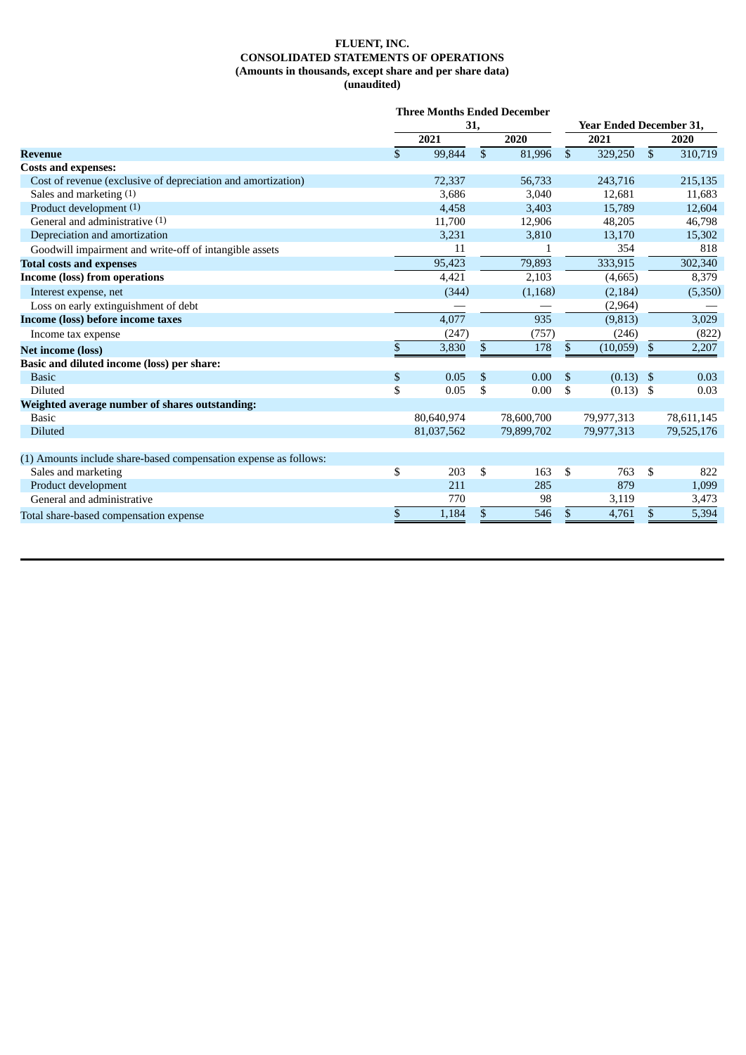**FLUENT, INC.**
**CONSOLIDATED STATEMENTS OF OPERATIONS**
**(Amounts in thousands, except share and per share data)**
**(unaudited)**

| | Three Months Ended December 31, | | Year Ended December 31, | |
|---|---|---|---|---|
| | 2021 | 2020 | 2021 | 2020 |
| **Revenue** | $ 99,844 | $ 81,996 | $ 329,250 | $ 310,719 |
| **Costs and expenses:** | | | | |
| Cost of revenue (exclusive of depreciation and amortization) | 72,337 | 56,733 | 243,716 | 215,135 |
| Sales and marketing (1) | 3,686 | 3,040 | 12,681 | 11,683 |
| Product development (1) | 4,458 | 3,403 | 15,789 | 12,604 |
| General and administrative (1) | 11,700 | 12,906 | 48,205 | 46,798 |
| Depreciation and amortization | 3,231 | 3,810 | 13,170 | 15,302 |
| Goodwill impairment and write-off of intangible assets | 11 | 1 | 354 | 818 |
| **Total costs and expenses** | 95,423 | 79,893 | 333,915 | 302,340 |
| **Income (loss) from operations** | 4,421 | 2,103 | (4,665) | 8,379 |
| Interest expense, net | (344) | (1,168) | (2,184) | (5,350) |
| Loss on early extinguishment of debt | — | — | (2,964) | — |
| **Income (loss) before income taxes** | 4,077 | 935 | (9,813) | 3,029 |
| Income tax expense | (247) | (757) | (246) | (822) |
| **Net income (loss)** | $ 3,830 | $ 178 | $ (10,059) | $ 2,207 |
| **Basic and diluted income (loss) per share:** | | | | |
| Basic | $ 0.05 | $ 0.00 | $ (0.13) | $ 0.03 |
| Diluted | $ 0.05 | $ 0.00 | $ (0.13) | $ 0.03 |
| **Weighted average number of shares outstanding:** | | | | |
| Basic | 80,640,974 | 78,600,700 | 79,977,313 | 78,611,145 |
| Diluted | 81,037,562 | 79,899,702 | 79,977,313 | 79,525,176 |
| | | | | |
| (1) Amounts include share-based compensation expense as follows: | | | | |
| Sales and marketing | $ 203 | $ 163 | $ 763 | $ 822 |
| Product development | 211 | 285 | 879 | 1,099 |
| General and administrative | 770 | 98 | 3,119 | 3,473 |
| Total share-based compensation expense | $ 1,184 | $ 546 | $ 4,761 | $ 5,394 |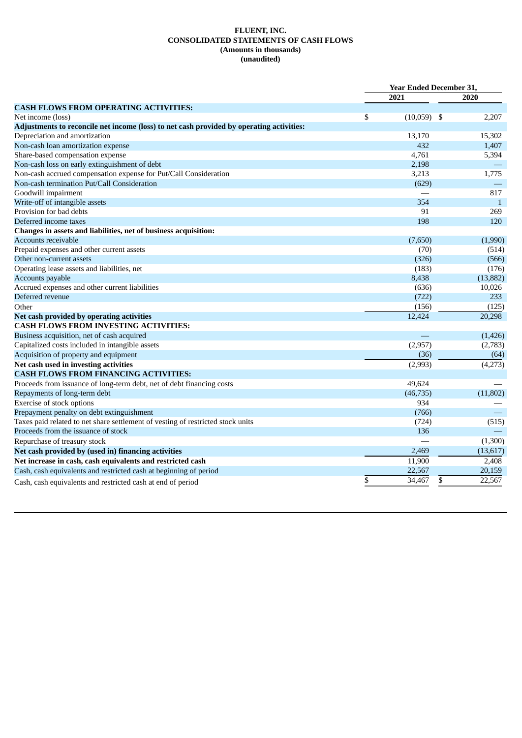# FLUENT, INC.
## CONSOLIDATED STATEMENTS OF CASH FLOWS
**(Amounts in thousands)**
**(unaudited)**

| | Year Ended December 31, | |
|---|---|---|
| | 2021 | 2020 |
| **CASH FLOWS FROM OPERATING ACTIVITIES:** | | |
| Net income (loss) | $ (10,059) | $ 2,207 |
| **Adjustments to reconcile net income (loss) to net cash provided by operating activities:** | | |
| Depreciation and amortization | 13,170 | 15,302 |
| Non-cash loan amortization expense | 432 | 1,407 |
| Share-based compensation expense | 4,761 | 5,394 |
| Non-cash loss on early extinguishment of debt | 2,198 | — |
| Non-cash accrued compensation expense for Put/Call Consideration | 3,213 | 1,775 |
| Non-cash termination Put/Call Consideration | (629) | — |
| Goodwill impairment | — | 817 |
| Write-off of intangible assets | 354 | 1 |
| Provision for bad debts | 91 | 269 |
| Deferred income taxes | 198 | 120 |
| **Changes in assets and liabilities, net of business acquisition:** | | |
| Accounts receivable | (7,650) | (1,990) |
| Prepaid expenses and other current assets | (70) | (514) |
| Other non-current assets | (326) | (566) |
| Operating lease assets and liabilities, net | (183) | (176) |
| Accounts payable | 8,438 | (13,882) |
| Accrued expenses and other current liabilities | (636) | 10,026 |
| Deferred revenue | (722) | 233 |
| Other | (156) | (125) |
| **Net cash provided by operating activities** | 12,424 | 20,298 |
| **CASH FLOWS FROM INVESTING ACTIVITIES:** | | |
| Business acquisition, net of cash acquired | — | (1,426) |
| Capitalized costs included in intangible assets | (2,957) | (2,783) |
| Acquisition of property and equipment | (36) | (64) |
| **Net cash used in investing activities** | (2,993) | (4,273) |
| **CASH FLOWS FROM FINANCING ACTIVITIES:** | | |
| Proceeds from issuance of long-term debt, net of debt financing costs | 49,624 | — |
| Repayments of long-term debt | (46,735) | (11,802) |
| Exercise of stock options | 934 | — |
| Prepayment penalty on debt extinguishment | (766) | — |
| Taxes paid related to net share settlement of vesting of restricted stock units | (724) | (515) |
| Proceeds from the issuance of stock | 136 | — |
| Repurchase of treasury stock | — | (1,300) |
| **Net cash provided by (used in) financing activities** | 2,469 | (13,617) |
| **Net increase in cash, cash equivalents and restricted cash** | 11,900 | 2,408 |
| Cash, cash equivalents and restricted cash at beginning of period | 22,567 | 20,159 |
| Cash, cash equivalents and restricted cash at end of period | $ 34,467 | $ 22,567 |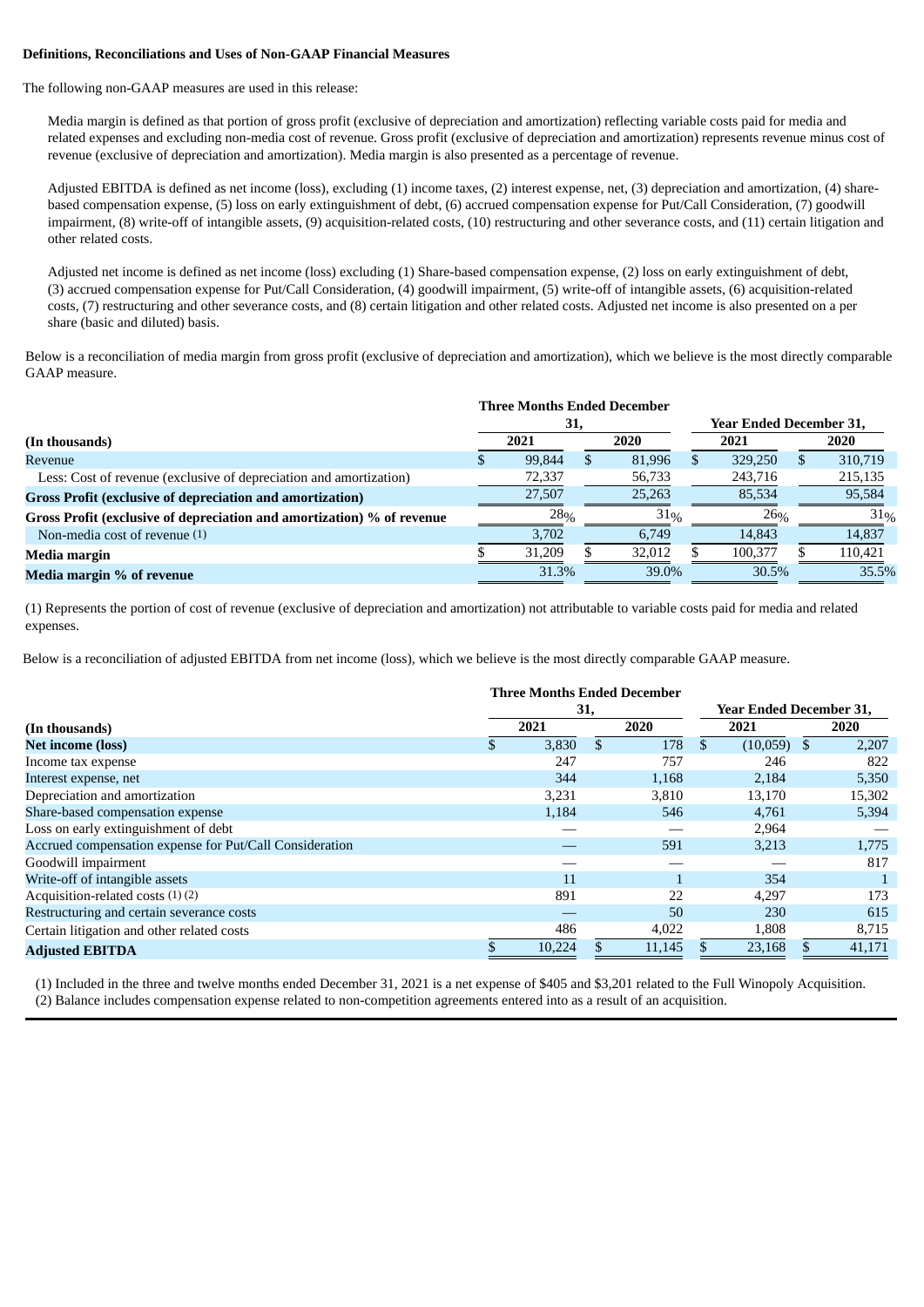**Definitions, Reconciliations and Uses of Non-GAAP Financial Measures**

The following non-GAAP measures are used in this release:

Media margin is defined as that portion of gross profit (exclusive of depreciation and amortization) reflecting variable costs paid for media and related expenses and excluding non-media cost of revenue. Gross profit (exclusive of depreciation and amortization) represents revenue minus cost of revenue (exclusive of depreciation and amortization). Media margin is also presented as a percentage of revenue.

Adjusted EBITDA is defined as net income (loss), excluding (1) income taxes, (2) interest expense, net, (3) depreciation and amortization, (4) share-based compensation expense, (5) loss on early extinguishment of debt, (6) accrued compensation expense for Put/Call Consideration, (7) goodwill impairment, (8) write-off of intangible assets, (9) acquisition-related costs, (10) restructuring and other severance costs, and (11) certain litigation and other related costs.

Adjusted net income is defined as net income (loss) excluding (1) Share-based compensation expense, (2) loss on early extinguishment of debt, (3) accrued compensation expense for Put/Call Consideration, (4) goodwill impairment, (5) write-off of intangible assets, (6) acquisition-related costs, (7) restructuring and other severance costs, and (8) certain litigation and other related costs. Adjusted net income is also presented on a per share (basic and diluted) basis.

Below is a reconciliation of media margin from gross profit (exclusive of depreciation and amortization), which we believe is the most directly comparable GAAP measure.

| | Three Months Ended December 31, | | Year Ended December 31, | |
|---|---|---|---|---|
| **(In thousands)** | **2021** | **2020** | **2021** | **2020** |
| Revenue | $ 99,844 | $ 81,996 | $ 329,250 | $ 310,719 |
| Less: Cost of revenue (exclusive of depreciation and amortization) | 72,337 | 56,733 | 243,716 | 215,135 |
| **Gross Profit (exclusive of depreciation and amortization)** | 27,507 | 25,263 | 85,534 | 95,584 |
| **Gross Profit (exclusive of depreciation and amortization) % of revenue** | 28% | 31% | 26% | 31% |
| Non-media cost of revenue (1) | 3,702 | 6,749 | 14,843 | 14,837 |
| **Media margin** | $ 31,209 | $ 32,012 | $ 100,377 | $ 110,421 |
| **Media margin % of revenue** | 31.3% | 39.0% | 30.5% | 35.5% |

(1) Represents the portion of cost of revenue (exclusive of depreciation and amortization) not attributable to variable costs paid for media and related expenses.

Below is a reconciliation of adjusted EBITDA from net income (loss), which we believe is the most directly comparable GAAP measure.

| | Three Months Ended December 31, | | Year Ended December 31, | |
|---|---|---|---|---|
| **(In thousands)** | **2021** | **2020** | **2021** | **2020** |
| **Net income (loss)** | $ 3,830 | $ 178 | $ (10,059) | $ 2,207 |
| Income tax expense | 247 | 757 | 246 | 822 |
| Interest expense, net | 344 | 1,168 | 2,184 | 5,350 |
| Depreciation and amortization | 3,231 | 3,810 | 13,170 | 15,302 |
| Share-based compensation expense | 1,184 | 546 | 4,761 | 5,394 |
| Loss on early extinguishment of debt | — | — | 2,964 | — |
| Accrued compensation expense for Put/Call Consideration | — | 591 | 3,213 | 1,775 |
| Goodwill impairment | — | — | — | 817 |
| Write-off of intangible assets | 11 | 1 | 354 | 1 |
| Acquisition-related costs (1) (2) | 891 | 22 | 4,297 | 173 |
| Restructuring and certain severance costs | — | 50 | 230 | 615 |
| Certain litigation and other related costs | 486 | 4,022 | 1,808 | 8,715 |
| **Adjusted EBITDA** | $ 10,224 | $ 11,145 | $ 23,168 | $ 41,171 |

(1) Included in the three and twelve months ended December 31, 2021 is a net expense of $405 and $3,201 related to the Full Winopoly Acquisition.
(2) Balance includes compensation expense related to non-competition agreements entered into as a result of an acquisition.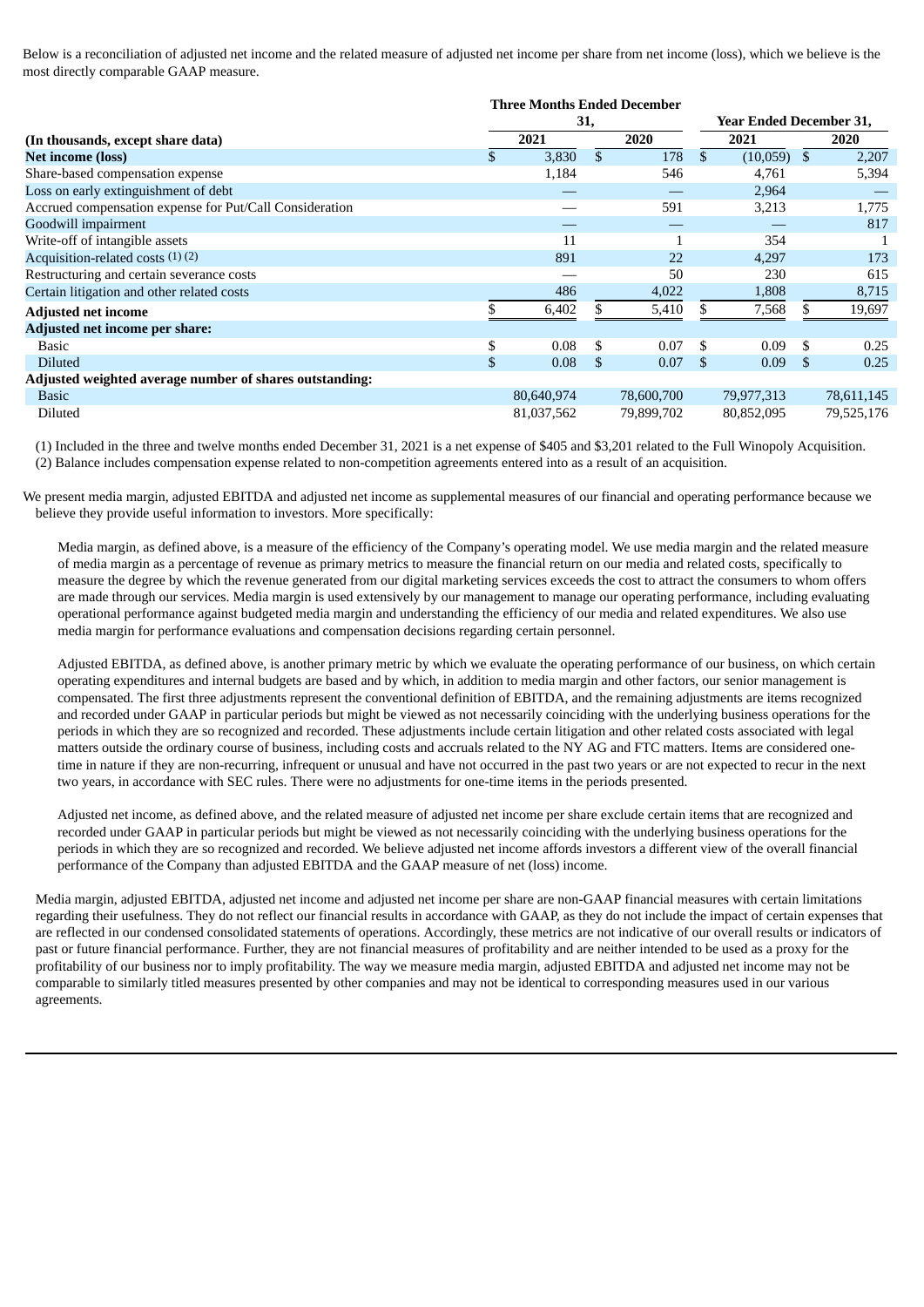Below is a reconciliation of adjusted net income and the related measure of adjusted net income per share from net income (loss), which we believe is the most directly comparable GAAP measure.

| (In thousands, except share data) | Three Months Ended December 31, | | Year Ended December 31, | |
|---|---|---|---|---|
| | 2021 | 2020 | 2021 | 2020 |
| **Net income (loss)** | $ 3,830 | $ 178 | $ (10,059) | $ 2,207 |
| Share-based compensation expense | 1,184 | 546 | 4,761 | 5,394 |
| Loss on early extinguishment of debt | — | — | 2,964 | — |
| Accrued compensation expense for Put/Call Consideration | — | 591 | 3,213 | 1,775 |
| Goodwill impairment | — | — | — | 817 |
| Write-off of intangible assets | 11 | 1 | 354 | 1 |
| Acquisition-related costs (1) (2) | 891 | 22 | 4,297 | 173 |
| Restructuring and certain severance costs | — | 50 | 230 | 615 |
| Certain litigation and other related costs | 486 | 4,022 | 1,808 | 8,715 |
| **Adjusted net income** | $ 6,402 | $ 5,410 | $ 7,568 | $ 19,697 |
| **Adjusted net income per share:** | | | | |
| Basic | $ 0.08 | $ 0.07 | $ 0.09 | $ 0.25 |
| Diluted | $ 0.08 | $ 0.07 | $ 0.09 | $ 0.25 |
| **Adjusted weighted average number of shares outstanding:** | | | | |
| Basic | 80,640,974 | 78,600,700 | 79,977,313 | 78,611,145 |
| Diluted | 81,037,562 | 79,899,702 | 80,852,095 | 79,525,176 |

(1) Included in the three and twelve months ended December 31, 2021 is a net expense of $405 and $3,201 related to the Full Winopoly Acquisition.

(2) Balance includes compensation expense related to non-competition agreements entered into as a result of an acquisition.

We present media margin, adjusted EBITDA and adjusted net income as supplemental measures of our financial and operating performance because we believe they provide useful information to investors. More specifically:

Media margin, as defined above, is a measure of the efficiency of the Company's operating model. We use media margin and the related measure of media margin as a percentage of revenue as primary metrics to measure the financial return on our media and related costs, specifically to measure the degree by which the revenue generated from our digital marketing services exceeds the cost to attract the consumers to whom offers are made through our services. Media margin is used extensively by our management to manage our operating performance, including evaluating operational performance against budgeted media margin and understanding the efficiency of our media and related expenditures. We also use media margin for performance evaluations and compensation decisions regarding certain personnel.

Adjusted EBITDA, as defined above, is another primary metric by which we evaluate the operating performance of our business, on which certain operating expenditures and internal budgets are based and by which, in addition to media margin and other factors, our senior management is compensated. The first three adjustments represent the conventional definition of EBITDA, and the remaining adjustments are items recognized and recorded under GAAP in particular periods but might be viewed as not necessarily coinciding with the underlying business operations for the periods in which they are so recognized and recorded. These adjustments include certain litigation and other related costs associated with legal matters outside the ordinary course of business, including costs and accruals related to the NY AG and FTC matters. Items are considered one-time in nature if they are non-recurring, infrequent or unusual and have not occurred in the past two years or are not expected to recur in the next two years, in accordance with SEC rules. There were no adjustments for one-time items in the periods presented.

Adjusted net income, as defined above, and the related measure of adjusted net income per share exclude certain items that are recognized and recorded under GAAP in particular periods but might be viewed as not necessarily coinciding with the underlying business operations for the periods in which they are so recognized and recorded. We believe adjusted net income affords investors a different view of the overall financial performance of the Company than adjusted EBITDA and the GAAP measure of net (loss) income.

Media margin, adjusted EBITDA, adjusted net income and adjusted net income per share are non-GAAP financial measures with certain limitations regarding their usefulness. They do not reflect our financial results in accordance with GAAP, as they do not include the impact of certain expenses that are reflected in our condensed consolidated statements of operations. Accordingly, these metrics are not indicative of our overall results or indicators of past or future financial performance. Further, they are not financial measures of profitability and are neither intended to be used as a proxy for the profitability of our business nor to imply profitability. The way we measure media margin, adjusted EBITDA and adjusted net income may not be comparable to similarly titled measures presented by other companies and may not be identical to corresponding measures used in our various agreements.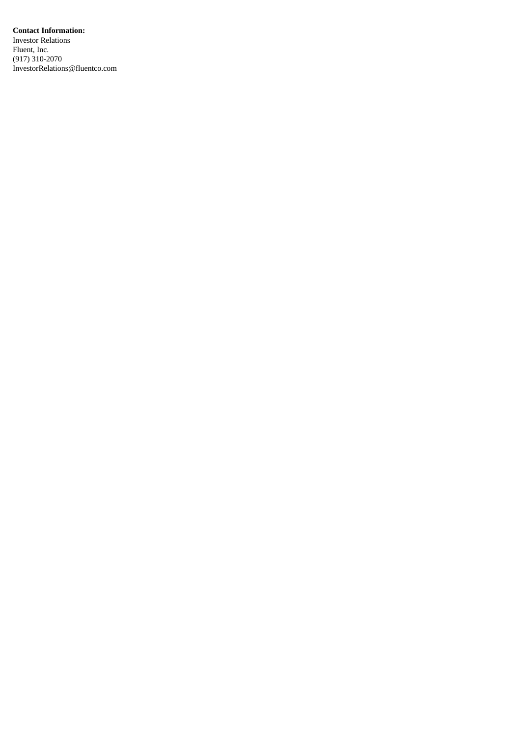**Contact Information:**
Investor Relations
Fluent, Inc.
(917) 310-2070
InvestorRelations@fluentco.com